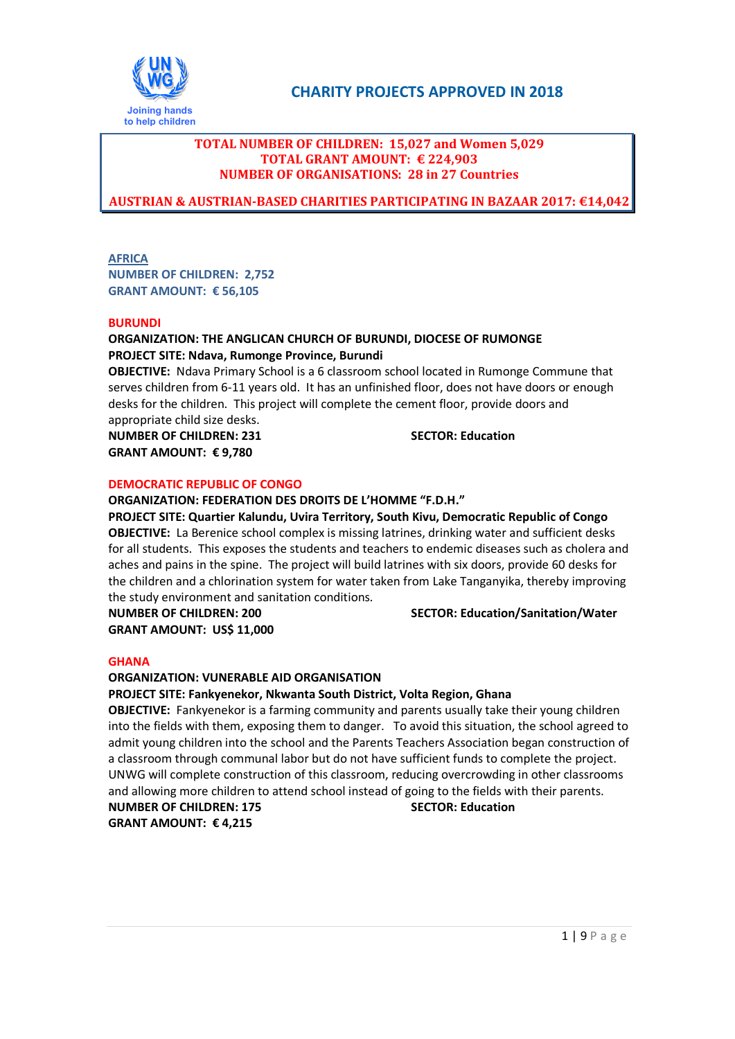UN WG

Joining hands to help children

# CHARITY PROJECTS APPROVED IN 2018

**TOTAL NUMBER OF CHILDREN: 15,027 and Women 5,029**
**TOTAL GRANT AMOUNT: € 224,903**
**NUMBER OF ORGANISATIONS: 28 in 27 Countries**

**AUSTRIAN & AUSTRIAN-BASED CHARITIES PARTICIPATING IN BAZAAR 2017: €14,042**

## AFRICA

**NUMBER OF CHILDREN: 2,752**
**GRANT AMOUNT: € 56,105**

### BURUNDI

**ORGANIZATION: THE ANGLICAN CHURCH OF BURUNDI, DIOCESE OF RUMONGE**
**PROJECT SITE: Ndava, Rumonge Province, Burundi**
**OBJECTIVE:** Ndava Primary School is a 6 classroom school located in Rumonge Commune that serves children from 6-11 years old. It has an unfinished floor, does not have doors or enough desks for the children. This project will complete the cement floor, provide doors and appropriate child size desks.
**NUMBER OF CHILDREN: 231** **SECTOR: Education**
**GRANT AMOUNT: € 9,780**

### DEMOCRATIC REPUBLIC OF CONGO

**ORGANIZATION: FEDERATION DES DROITS DE L'HOMME "F.D.H."**
**PROJECT SITE: Quartier Kalundu, Uvira Territory, South Kivu, Democratic Republic of Congo**
**OBJECTIVE:** La Berenice school complex is missing latrines, drinking water and sufficient desks for all students. This exposes the students and teachers to endemic diseases such as cholera and aches and pains in the spine. The project will build latrines with six doors, provide 60 desks for the children and a chlorination system for water taken from Lake Tanganyika, thereby improving the study environment and sanitation conditions.
**NUMBER OF CHILDREN: 200** **SECTOR: Education/Sanitation/Water**
**GRANT AMOUNT: US$ 11,000**

### GHANA

**ORGANIZATION: VUNERABLE AID ORGANISATION**
**PROJECT SITE: Fankyenekor, Nkwanta South District, Volta Region, Ghana**
**OBJECTIVE:** Fankyenekor is a farming community and parents usually take their young children into the fields with them, exposing them to danger. To avoid this situation, the school agreed to admit young children into the school and the Parents Teachers Association began construction of a classroom through communal labor but do not have sufficient funds to complete the project. UNWG will complete construction of this classroom, reducing overcrowding in other classrooms and allowing more children to attend school instead of going to the fields with their parents.
**NUMBER OF CHILDREN: 175** **SECTOR: Education**
**GRANT AMOUNT: € 4,215**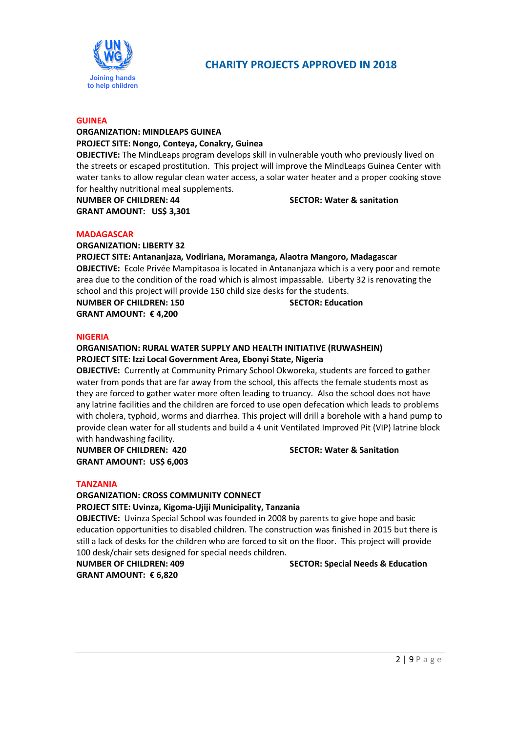# CHARITY PROJECTS APPROVED IN 2018

## GUINEA

**ORGANIZATION: MINDLEAPS GUINEA**

**PROJECT SITE: Nongo, Conteya, Conakry, Guinea**

**OBJECTIVE:** The MindLeaps program develops skill in vulnerable youth who previously lived on the streets or escaped prostitution. This project will improve the MindLeaps Guinea Center with water tanks to allow regular clean water access, a solar water heater and a proper cooking stove for healthy nutritional meal supplements.

**NUMBER OF CHILDREN: 44** **SECTOR: Water & sanitation**

**GRANT AMOUNT: US$ 3,301**

## MADAGASCAR

**ORGANIZATION: LIBERTY 32**

**PROJECT SITE: Antananjaza, Vodiriana, Moramanga, Alaotra Mangoro, Madagascar**

**OBJECTIVE:** Ecole Privée Mampitasoa is located in Antananjaza which is a very poor and remote area due to the condition of the road which is almost impassable. Liberty 32 is renovating the school and this project will provide 150 child size desks for the students.

**NUMBER OF CHILDREN: 150** **SECTOR: Education**

**GRANT AMOUNT: € 4,200**

## NIGERIA

**ORGANISATION: RURAL WATER SUPPLY AND HEALTH INITIATIVE (RUWASHEIN)**

**PROJECT SITE: Izzi Local Government Area, Ebonyi State, Nigeria**

**OBJECTIVE:** Currently at Community Primary School Okworeka, students are forced to gather water from ponds that are far away from the school, this affects the female students most as they are forced to gather water more often leading to truancy. Also the school does not have any latrine facilities and the children are forced to use open defecation which leads to problems with cholera, typhoid, worms and diarrhea. This project will drill a borehole with a hand pump to provide clean water for all students and build a 4 unit Ventilated Improved Pit (VIP) latrine block with handwashing facility.

**NUMBER OF CHILDREN: 420** **SECTOR: Water & Sanitation**

**GRANT AMOUNT: US$ 6,003**

## TANZANIA

**ORGANIZATION: CROSS COMMUNITY CONNECT**

**PROJECT SITE: Uvinza, Kigoma-Ujiji Municipality, Tanzania**

**OBJECTIVE:** Uvinza Special School was founded in 2008 by parents to give hope and basic education opportunities to disabled children. The construction was finished in 2015 but there is still a lack of desks for the children who are forced to sit on the floor. This project will provide 100 desk/chair sets designed for special needs children.

**NUMBER OF CHILDREN: 409** **SECTOR: Special Needs & Education**

**GRANT AMOUNT: € 6,820**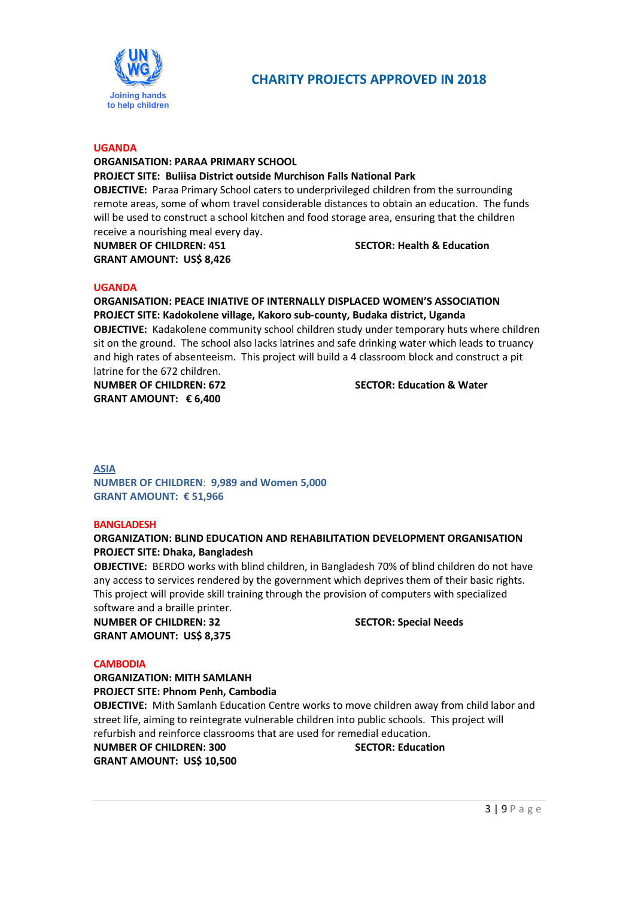Joining hands to help children

# CHARITY PROJECTS APPROVED IN 2018

## UGANDA

**ORGANISATION: PARAA PRIMARY SCHOOL**

**PROJECT SITE: Buliisa District outside Murchison Falls National Park**

**OBJECTIVE:** Paraa Primary School caters to underprivileged children from the surrounding remote areas, some of whom travel considerable distances to obtain an education. The funds will be used to construct a school kitchen and food storage area, ensuring that the children receive a nourishing meal every day.

**NUMBER OF CHILDREN: 451** **SECTOR: Health & Education**

**GRANT AMOUNT: US$ 8,426**

## UGANDA

**ORGANISATION: PEACE INIATIVE OF INTERNALLY DISPLACED WOMEN'S ASSOCIATION**

**PROJECT SITE: Kadokolene village, Kakoro sub-county, Budaka district, Uganda**

**OBJECTIVE:** Kadakolene community school children study under temporary huts where children sit on the ground. The school also lacks latrines and safe drinking water which leads to truancy and high rates of absenteeism. This project will build a 4 classroom block and construct a pit latrine for the 672 children.

**NUMBER OF CHILDREN: 672** **SECTOR: Education & Water**

**GRANT AMOUNT: € 6,400**

## ASIA

**NUMBER OF CHILDREN: 9,989 and Women 5,000**

**GRANT AMOUNT: € 51,966**

## BANGLADESH

**ORGANIZATION: BLIND EDUCATION AND REHABILITATION DEVELOPMENT ORGANISATION**

**PROJECT SITE: Dhaka, Bangladesh**

**OBJECTIVE:** BERDO works with blind children, in Bangladesh 70% of blind children do not have any access to services rendered by the government which deprives them of their basic rights. This project will provide skill training through the provision of computers with specialized software and a braille printer.

**NUMBER OF CHILDREN: 32** **SECTOR: Special Needs**

**GRANT AMOUNT: US$ 8,375**

## CAMBODIA

**ORGANIZATION: MITH SAMLANH**

**PROJECT SITE: Phnom Penh, Cambodia**

**OBJECTIVE:** Mith Samlanh Education Centre works to move children away from child labor and street life, aiming to reintegrate vulnerable children into public schools. This project will refurbish and reinforce classrooms that are used for remedial education.

**NUMBER OF CHILDREN: 300** **SECTOR: Education**

**GRANT AMOUNT: US$ 10,500**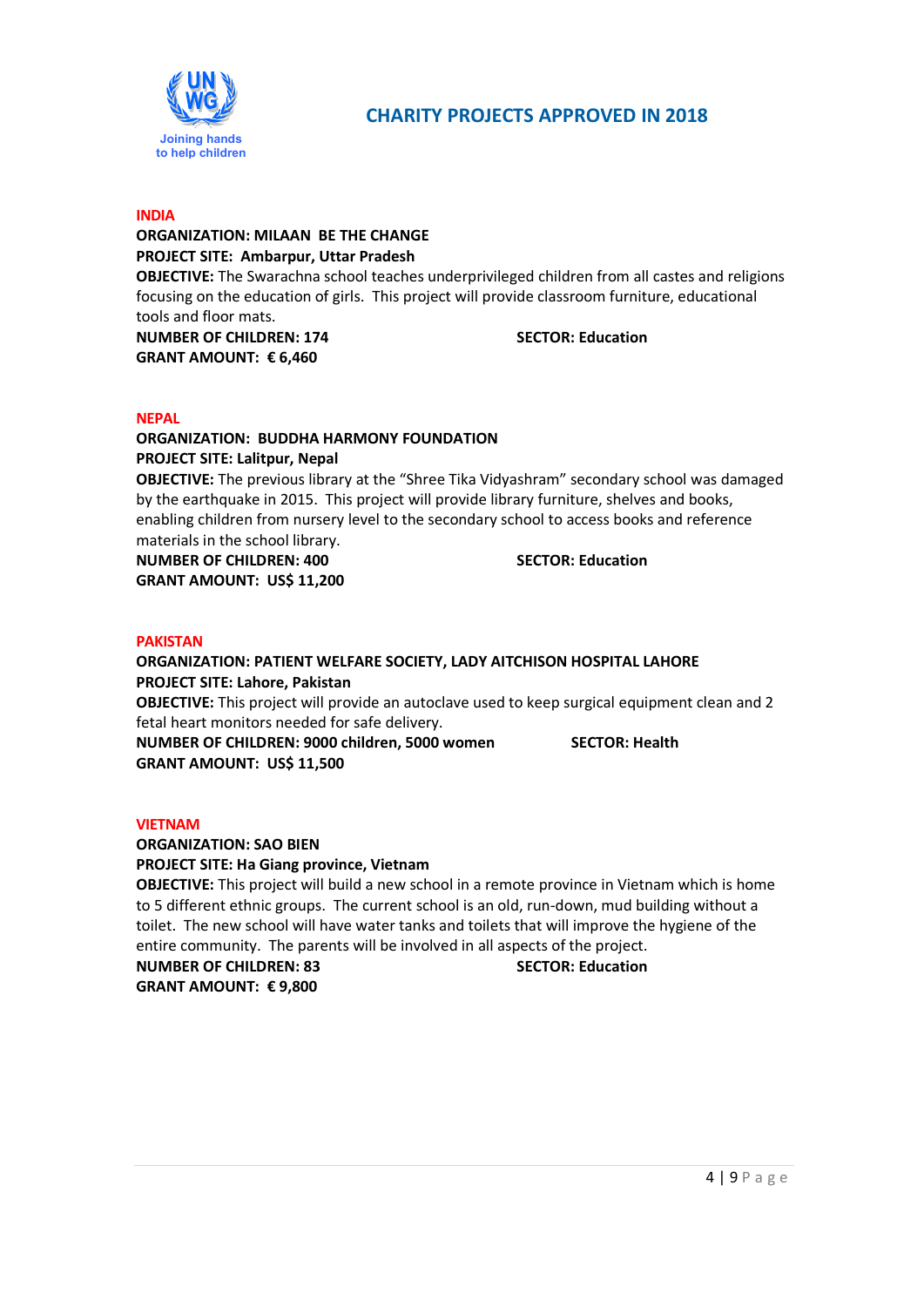## CHARITY PROJECTS APPROVED IN 2018

### INDIA

**ORGANIZATION: MILAAN BE THE CHANGE**
**PROJECT SITE: Ambarpur, Uttar Pradesh**
**OBJECTIVE:** The Swarachna school teaches underprivileged children from all castes and religions focusing on the education of girls. This project will provide classroom furniture, educational tools and floor mats.
**NUMBER OF CHILDREN: 174** **SECTOR: Education**
**GRANT AMOUNT: € 6,460**

### NEPAL

**ORGANIZATION: BUDDHA HARMONY FOUNDATION**
**PROJECT SITE: Lalitpur, Nepal**
**OBJECTIVE:** The previous library at the "Shree Tika Vidyashram" secondary school was damaged by the earthquake in 2015. This project will provide library furniture, shelves and books, enabling children from nursery level to the secondary school to access books and reference materials in the school library.
**NUMBER OF CHILDREN: 400** **SECTOR: Education**
**GRANT AMOUNT: US$ 11,200**

### PAKISTAN

**ORGANIZATION: PATIENT WELFARE SOCIETY, LADY AITCHISON HOSPITAL LAHORE**
**PROJECT SITE: Lahore, Pakistan**
**OBJECTIVE:** This project will provide an autoclave used to keep surgical equipment clean and 2 fetal heart monitors needed for safe delivery.
**NUMBER OF CHILDREN: 9000 children, 5000 women** **SECTOR: Health**
**GRANT AMOUNT: US$ 11,500**

### VIETNAM

**ORGANIZATION: SAO BIEN**
**PROJECT SITE: Ha Giang province, Vietnam**
**OBJECTIVE:** This project will build a new school in a remote province in Vietnam which is home to 5 different ethnic groups. The current school is an old, run-down, mud building without a toilet. The new school will have water tanks and toilets that will improve the hygiene of the entire community. The parents will be involved in all aspects of the project.
**NUMBER OF CHILDREN: 83** **SECTOR: Education**
**GRANT AMOUNT: € 9,800**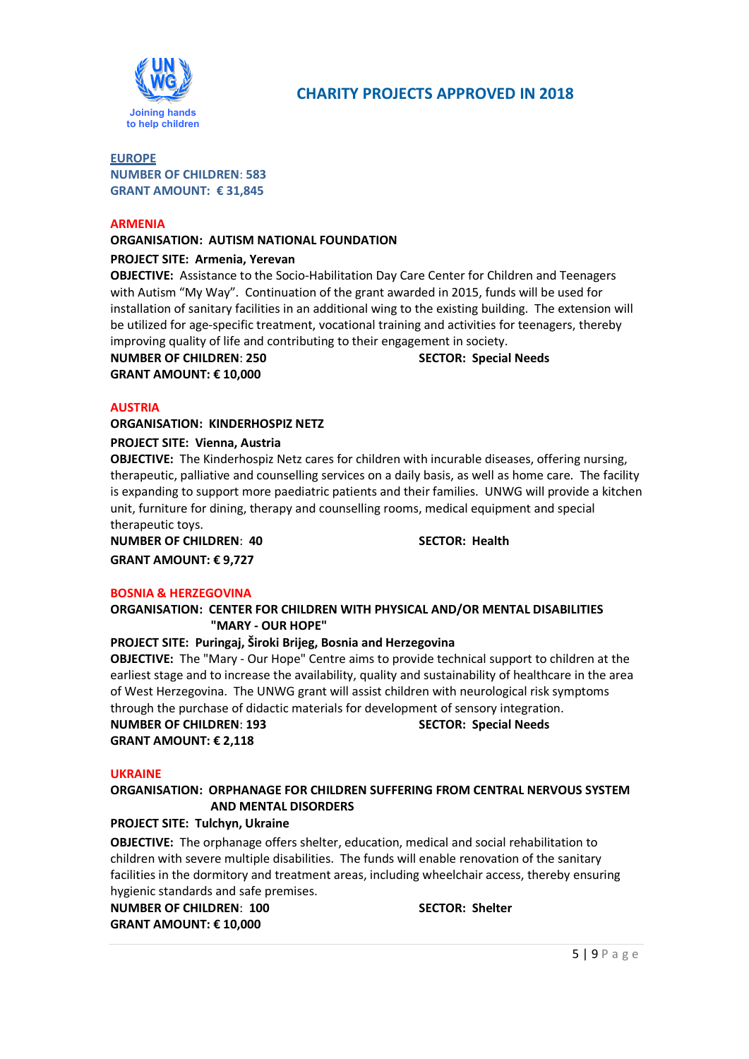Joining hands to help children

# CHARITY PROJECTS APPROVED IN 2018

## EUROPE

**NUMBER OF CHILDREN**: 583
**GRANT AMOUNT: € 31,845**

### ARMENIA

**ORGANISATION: AUTISM NATIONAL FOUNDATION**

**PROJECT SITE: Armenia, Yerevan**

**OBJECTIVE:** Assistance to the Socio-Habilitation Day Care Center for Children and Teenagers with Autism "My Way". Continuation of the grant awarded in 2015, funds will be used for installation of sanitary facilities in an additional wing to the existing building. The extension will be utilized for age-specific treatment, vocational training and activities for teenagers, thereby improving quality of life and contributing to their engagement in society.

**NUMBER OF CHILDREN**: **250** **SECTOR: Special Needs**
**GRANT AMOUNT: € 10,000**

### AUSTRIA

**ORGANISATION: KINDERHOSPIZ NETZ**

**PROJECT SITE: Vienna, Austria**

**OBJECTIVE:** The Kinderhospiz Netz cares for children with incurable diseases, offering nursing, therapeutic, palliative and counselling services on a daily basis, as well as home care. The facility is expanding to support more paediatric patients and their families. UNWG will provide a kitchen unit, furniture for dining, therapy and counselling rooms, medical equipment and special therapeutic toys.

**NUMBER OF CHILDREN**: **40** **SECTOR: Health**
**GRANT AMOUNT: € 9,727**

### BOSNIA & HERZEGOVINA

**ORGANISATION: CENTER FOR CHILDREN WITH PHYSICAL AND/OR MENTAL DISABILITIES "MARY - OUR HOPE"**

**PROJECT SITE: Puringaj, Široki Brijeg, Bosnia and Herzegovina**

**OBJECTIVE:** The "Mary - Our Hope" Centre aims to provide technical support to children at the earliest stage and to increase the availability, quality and sustainability of healthcare in the area of West Herzegovina. The UNWG grant will assist children with neurological risk symptoms through the purchase of didactic materials for development of sensory integration.

**NUMBER OF CHILDREN**: **193** **SECTOR: Special Needs**
**GRANT AMOUNT: € 2,118**

### UKRAINE

**ORGANISATION: ORPHANAGE FOR CHILDREN SUFFERING FROM CENTRAL NERVOUS SYSTEM AND MENTAL DISORDERS**

**PROJECT SITE: Tulchyn, Ukraine**

**OBJECTIVE:** The orphanage offers shelter, education, medical and social rehabilitation to children with severe multiple disabilities. The funds will enable renovation of the sanitary facilities in the dormitory and treatment areas, including wheelchair access, thereby ensuring hygienic standards and safe premises.

**NUMBER OF CHILDREN**: **100** **SECTOR: Shelter**
**GRANT AMOUNT: € 10,000**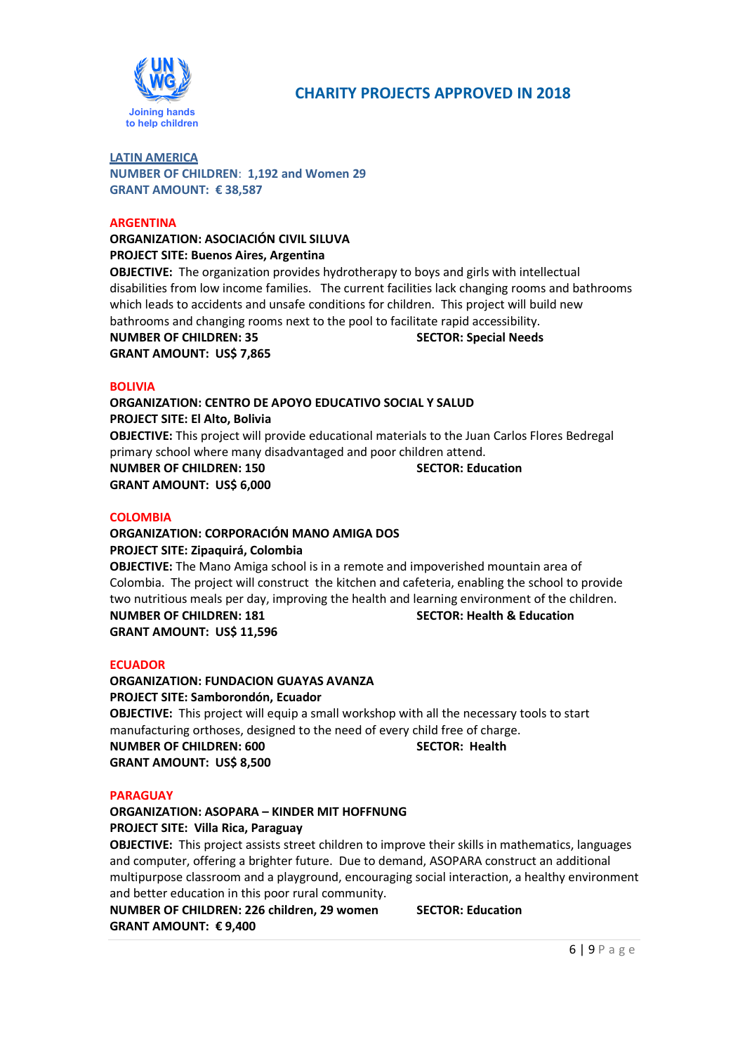Joining hands to help children

# CHARITY PROJECTS APPROVED IN 2018

## LATIN AMERICA

**NUMBER OF CHILDREN: 1,192 and Women 29**
**GRANT AMOUNT: € 38,587**

### ARGENTINA

**ORGANIZATION: ASOCIACIÓN CIVIL SILUVA**
**PROJECT SITE: Buenos Aires, Argentina**
**OBJECTIVE:** The organization provides hydrotherapy to boys and girls with intellectual disabilities from low income families. The current facilities lack changing rooms and bathrooms which leads to accidents and unsafe conditions for children. This project will build new bathrooms and changing rooms next to the pool to facilitate rapid accessibility.
**NUMBER OF CHILDREN: 35** **SECTOR: Special Needs**
**GRANT AMOUNT: US$ 7,865**

### BOLIVIA

**ORGANIZATION: CENTRO DE APOYO EDUCATIVO SOCIAL Y SALUD**
**PROJECT SITE: El Alto, Bolivia**
**OBJECTIVE:** This project will provide educational materials to the Juan Carlos Flores Bedregal primary school where many disadvantaged and poor children attend.
**NUMBER OF CHILDREN: 150** **SECTOR: Education**
**GRANT AMOUNT: US$ 6,000**

### COLOMBIA

**ORGANIZATION: CORPORACIÓN MANO AMIGA DOS**
**PROJECT SITE: Zipaquirá, Colombia**
**OBJECTIVE:** The Mano Amiga school is in a remote and impoverished mountain area of Colombia. The project will construct the kitchen and cafeteria, enabling the school to provide two nutritious meals per day, improving the health and learning environment of the children.
**NUMBER OF CHILDREN: 181** **SECTOR: Health & Education**
**GRANT AMOUNT: US$ 11,596**

### ECUADOR

**ORGANIZATION: FUNDACION GUAYAS AVANZA**
**PROJECT SITE: Samborondón, Ecuador**
**OBJECTIVE:** This project will equip a small workshop with all the necessary tools to start manufacturing orthoses, designed to the need of every child free of charge.
**NUMBER OF CHILDREN: 600** **SECTOR: Health**
**GRANT AMOUNT: US$ 8,500**

### PARAGUAY

**ORGANIZATION: ASOPARA – KINDER MIT HOFFNUNG**
**PROJECT SITE: Villa Rica, Paraguay**
**OBJECTIVE:** This project assists street children to improve their skills in mathematics, languages and computer, offering a brighter future. Due to demand, ASOPARA construct an additional multipurpose classroom and a playground, encouraging social interaction, a healthy environment and better education in this poor rural community.
**NUMBER OF CHILDREN: 226 children, 29 women** **SECTOR: Education**
**GRANT AMOUNT: € 9,400**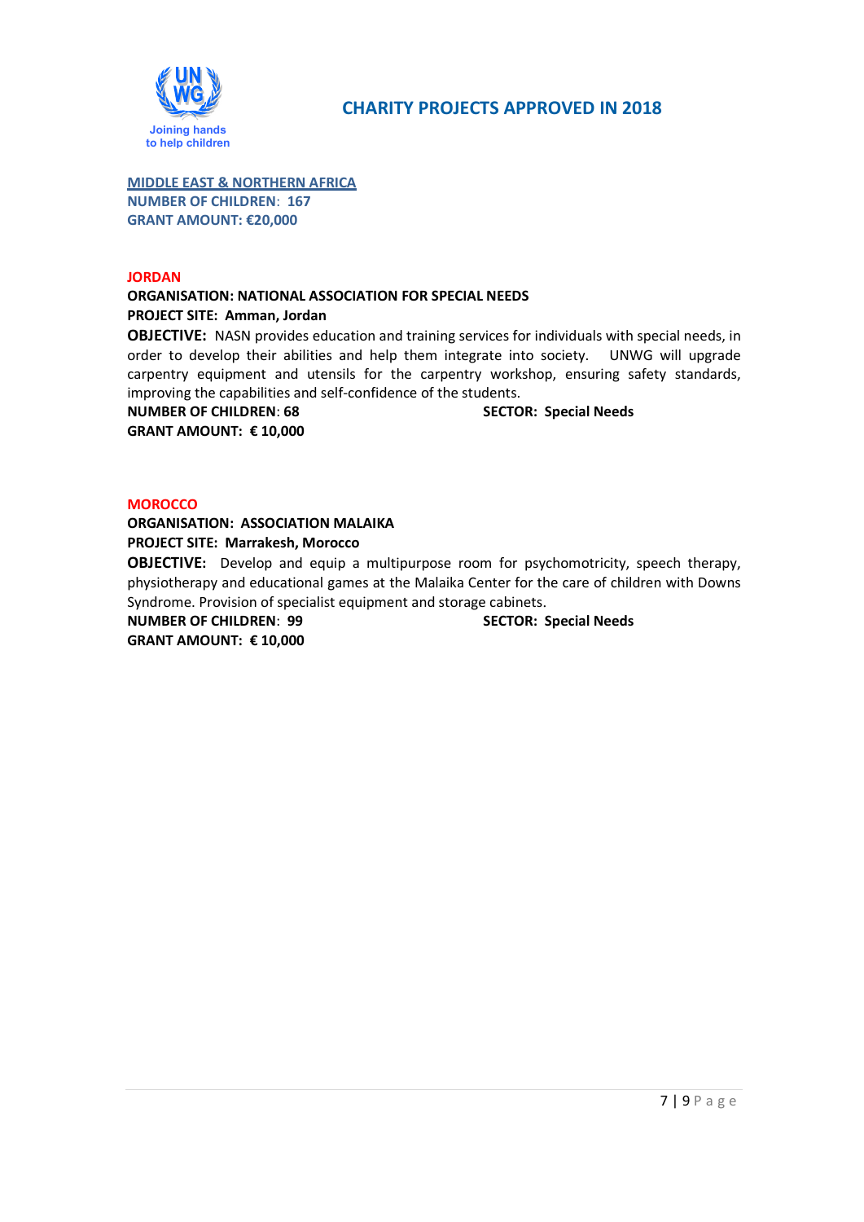Joining hands to help children

# CHARITY PROJECTS APPROVED IN 2018

**MIDDLE EAST & NORTHERN AFRICA**
**NUMBER OF CHILDREN: 167**
**GRANT AMOUNT: €20,000**

## JORDAN

**ORGANISATION: NATIONAL ASSOCIATION FOR SPECIAL NEEDS**
**PROJECT SITE: Amman, Jordan**
**OBJECTIVE:** NASN provides education and training services for individuals with special needs, in order to develop their abilities and help them integrate into society. UNWG will upgrade carpentry equipment and utensils for the carpentry workshop, ensuring safety standards, improving the capabilities and self-confidence of the students.
**NUMBER OF CHILDREN: 68** **SECTOR: Special Needs**
**GRANT AMOUNT: € 10,000**

## MOROCCO

**ORGANISATION: ASSOCIATION MALAIKA**
**PROJECT SITE: Marrakesh, Morocco**
**OBJECTIVE:** Develop and equip a multipurpose room for psychomotricity, speech therapy, physiotherapy and educational games at the Malaika Center for the care of children with Downs Syndrome. Provision of specialist equipment and storage cabinets.
**NUMBER OF CHILDREN: 99** **SECTOR: Special Needs**
**GRANT AMOUNT: € 10,000**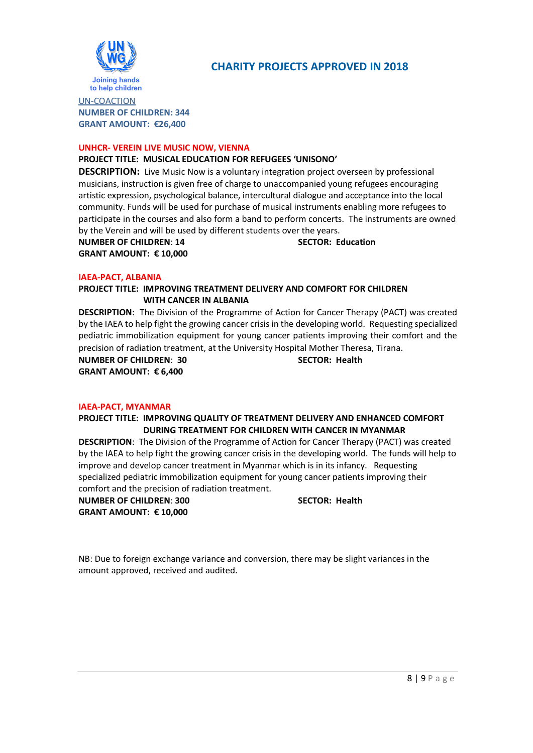Joining hands
to help children

## CHARITY PROJECTS APPROVED IN 2018

UN-COACTION

**NUMBER OF CHILDREN: 344**

**GRANT AMOUNT: €26,400**

### UNHCR- VEREIN LIVE MUSIC NOW, VIENNA

**PROJECT TITLE: MUSICAL EDUCATION FOR REFUGEES 'UNISONO'**

**DESCRIPTION:** Live Music Now is a voluntary integration project overseen by professional musicians, instruction is given free of charge to unaccompanied young refugees encouraging artistic expression, psychological balance, intercultural dialogue and acceptance into the local community. Funds will be used for purchase of musical instruments enabling more refugees to participate in the courses and also form a band to perform concerts. The instruments are owned by the Verein and will be used by different students over the years.

**NUMBER OF CHILDREN**: **14** **SECTOR: Education**

**GRANT AMOUNT: € 10,000**

### IAEA-PACT, ALBANIA

**PROJECT TITLE: IMPROVING TREATMENT DELIVERY AND COMFORT FOR CHILDREN WITH CANCER IN ALBANIA**

**DESCRIPTION**: The Division of the Programme of Action for Cancer Therapy (PACT) was created by the IAEA to help fight the growing cancer crisis in the developing world. Requesting specialized pediatric immobilization equipment for young cancer patients improving their comfort and the precision of radiation treatment, at the University Hospital Mother Theresa, Tirana.

**NUMBER OF CHILDREN**: **30** **SECTOR: Health**

**GRANT AMOUNT: € 6,400**

### IAEA-PACT, MYANMAR

**PROJECT TITLE: IMPROVING QUALITY OF TREATMENT DELIVERY AND ENHANCED COMFORT DURING TREATMENT FOR CHILDREN WITH CANCER IN MYANMAR**

**DESCRIPTION**: The Division of the Programme of Action for Cancer Therapy (PACT) was created by the IAEA to help fight the growing cancer crisis in the developing world. The funds will help to improve and develop cancer treatment in Myanmar which is in its infancy. Requesting specialized pediatric immobilization equipment for young cancer patients improving their comfort and the precision of radiation treatment.

**NUMBER OF CHILDREN**: **300** **SECTOR: Health**

**GRANT AMOUNT: € 10,000**

NB: Due to foreign exchange variance and conversion, there may be slight variances in the amount approved, received and audited.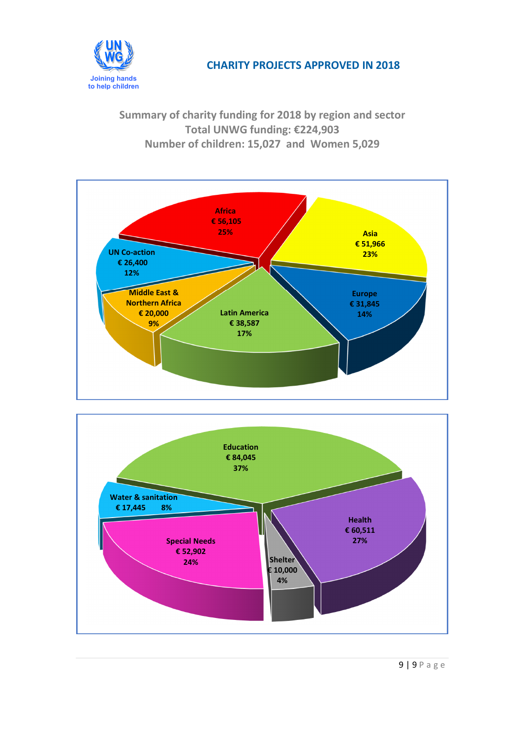Joining hands
to help children

# CHARITY PROJECTS APPROVED IN 2018

## Summary of charity funding for 2018 by region and sector

**Total UNWG funding: €224,903**

**Number of children: 15,027 and Women 5,029**

Africa
€ 56,105
25%

Asia
€ 51,966
23%

UN Co-action
€ 26,400
12%

Middle East & Northern Africa
€ 20,000
9%

Latin America
€ 38,587
17%

Europe
€ 31,845
14%

Education
€ 84,045
37%

Water & sanitation
€ 17,445
8%

Special Needs
€ 52,902
24%

Shelter
€ 10,000
4%

Health
€ 60,511
27%